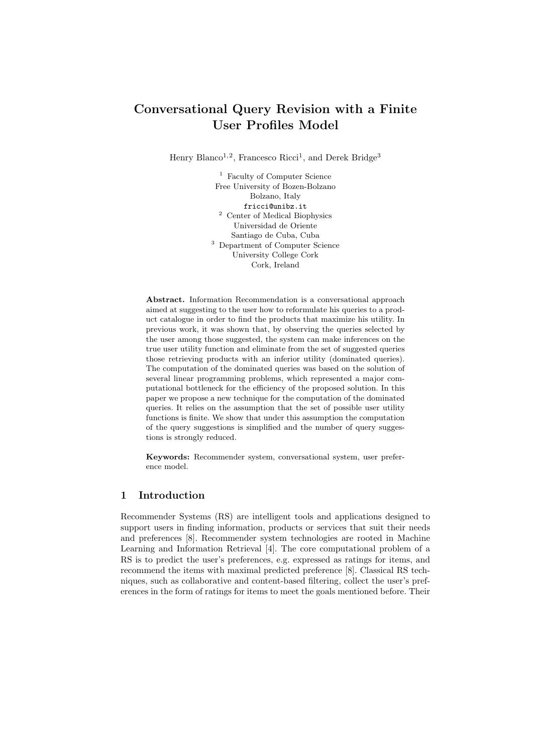# Conversational Query Revision with a Finite User Profiles Model

Henry Blanco[1,2], Francesco Ricci[1], and Derek Bridge[3]

[1] Faculty of Computer Science
Free University of Bozen-Bolzano
Bolzano, Italy
fricci@unibz.it

[2] Center of Medical Biophysics
Universidad de Oriente
Santiago de Cuba, Cuba

[3] Department of Computer Science
University College Cork
Cork, Ireland

**Abstract.** Information Recommendation is a conversational approach aimed at suggesting to the user how to reformulate his queries to a product catalogue in order to find the products that maximize his utility. In previous work, it was shown that, by observing the queries selected by the user among those suggested, the system can make inferences on the true user utility function and eliminate from the set of suggested queries those retrieving products with an inferior utility (dominated queries). The computation of the dominated queries was based on the solution of several linear programming problems, which represented a major computational bottleneck for the efficiency of the proposed solution. In this paper we propose a new technique for the computation of the dominated queries. It relies on the assumption that the set of possible user utility functions is finite. We show that under this assumption the computation of the query suggestions is simplified and the number of query suggestions is strongly reduced.

**Keywords:** Recommender system, conversational system, user preference model.

## 1 Introduction

Recommender Systems (RS) are intelligent tools and applications designed to support users in finding information, products or services that suit their needs and preferences [8]. Recommender system technologies are rooted in Machine Learning and Information Retrieval [4]. The core computational problem of a RS is to predict the user's preferences, e.g. expressed as ratings for items, and recommend the items with maximal predicted preference [8]. Classical RS techniques, such as collaborative and content-based filtering, collect the user's preferences in the form of ratings for items to meet the goals mentioned before. Their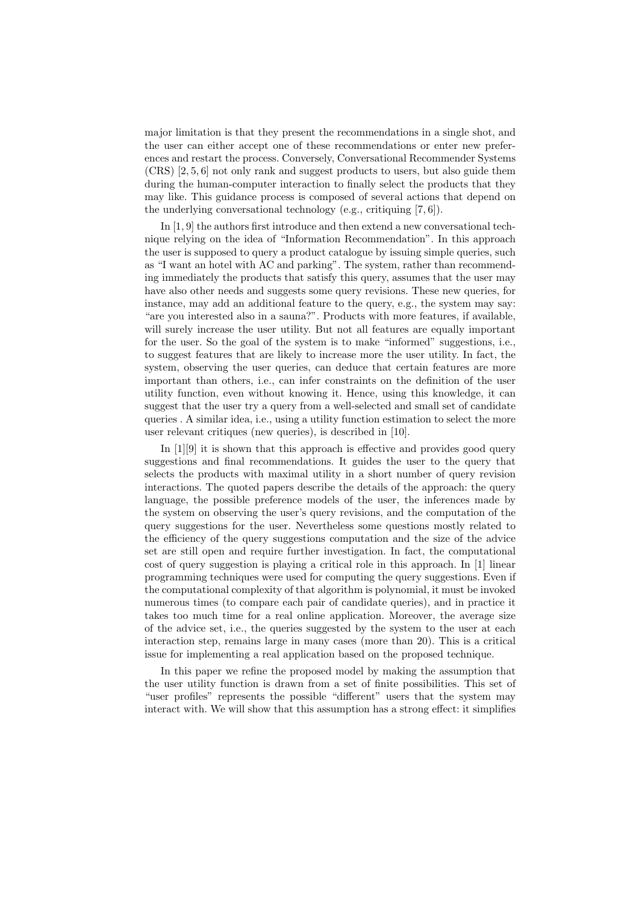major limitation is that they present the recommendations in a single shot, and the user can either accept one of these recommendations or enter new preferences and restart the process. Conversely, Conversational Recommender Systems (CRS) [2, 5, 6] not only rank and suggest products to users, but also guide them during the human-computer interaction to finally select the products that they may like. This guidance process is composed of several actions that depend on the underlying conversational technology (e.g., critiquing [7, 6]).

In [1, 9] the authors first introduce and then extend a new conversational technique relying on the idea of "Information Recommendation". In this approach the user is supposed to query a product catalogue by issuing simple queries, such as "I want an hotel with AC and parking". The system, rather than recommending immediately the products that satisfy this query, assumes that the user may have also other needs and suggests some query revisions. These new queries, for instance, may add an additional feature to the query, e.g., the system may say: "are you interested also in a sauna?". Products with more features, if available, will surely increase the user utility. But not all features are equally important for the user. So the goal of the system is to make "informed" suggestions, i.e., to suggest features that are likely to increase more the user utility. In fact, the system, observing the user queries, can deduce that certain features are more important than others, i.e., can infer constraints on the definition of the user utility function, even without knowing it. Hence, using this knowledge, it can suggest that the user try a query from a well-selected and small set of candidate queries . A similar idea, i.e., using a utility function estimation to select the more user relevant critiques (new queries), is described in [10].

In [1][9] it is shown that this approach is effective and provides good query suggestions and final recommendations. It guides the user to the query that selects the products with maximal utility in a short number of query revision interactions. The quoted papers describe the details of the approach: the query language, the possible preference models of the user, the inferences made by the system on observing the user's query revisions, and the computation of the query suggestions for the user. Nevertheless some questions mostly related to the efficiency of the query suggestions computation and the size of the advice set are still open and require further investigation. In fact, the computational cost of query suggestion is playing a critical role in this approach. In [1] linear programming techniques were used for computing the query suggestions. Even if the computational complexity of that algorithm is polynomial, it must be invoked numerous times (to compare each pair of candidate queries), and in practice it takes too much time for a real online application. Moreover, the average size of the advice set, i.e., the queries suggested by the system to the user at each interaction step, remains large in many cases (more than 20). This is a critical issue for implementing a real application based on the proposed technique.

In this paper we refine the proposed model by making the assumption that the user utility function is drawn from a set of finite possibilities. This set of "user profiles" represents the possible "different" users that the system may interact with. We will show that this assumption has a strong effect: it simplifies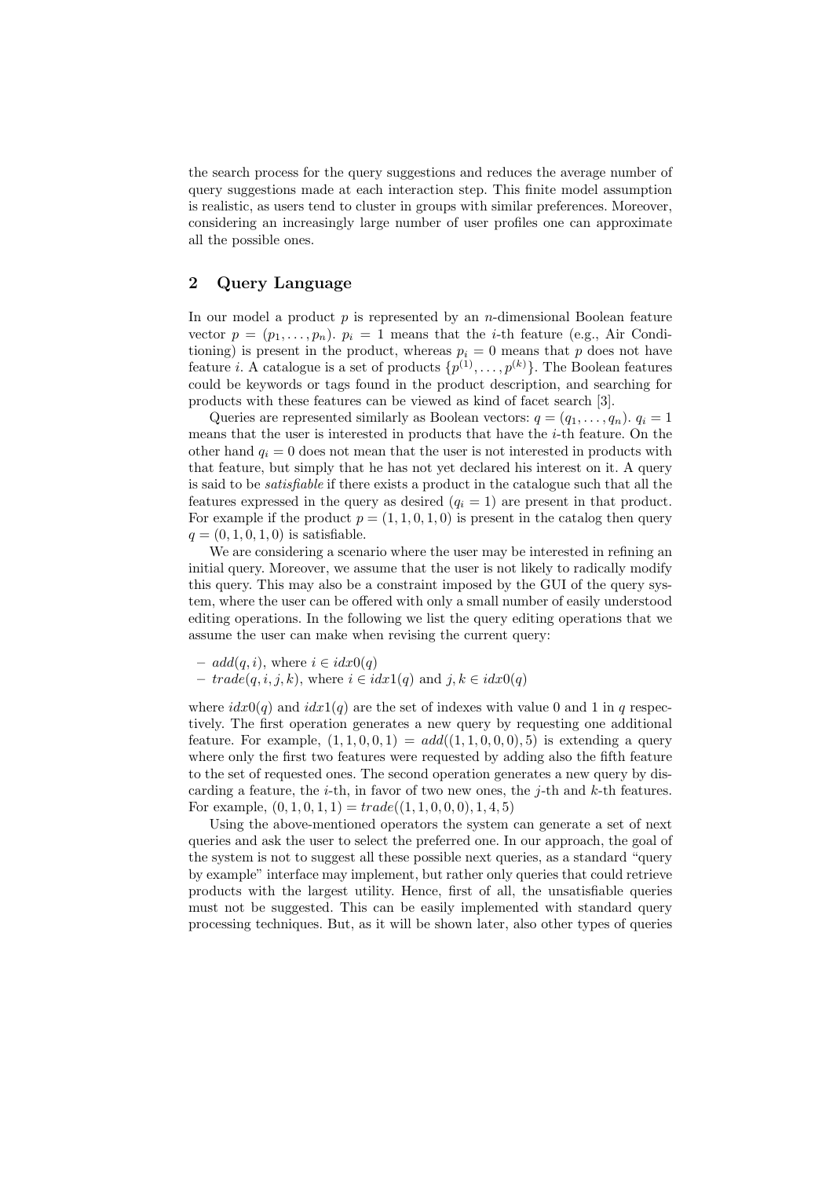the search process for the query suggestions and reduces the average number of query suggestions made at each interaction step. This finite model assumption is realistic, as users tend to cluster in groups with similar preferences. Moreover, considering an increasingly large number of user profiles one can approximate all the possible ones.

## 2 Query Language

In our model a product $p$ is represented by an $n$-dimensional Boolean feature vector $p = (p_1, \ldots, p_n)$. $p_i = 1$ means that the $i$-th feature (e.g., Air Conditioning) is present in the product, whereas $p_i = 0$ means that $p$ does not have feature $i$. A catalogue is a set of products $\{p^{(1)}, \ldots, p^{(k)}\}$. The Boolean features could be keywords or tags found in the product description, and searching for products with these features can be viewed as kind of facet search [3].

Queries are represented similarly as Boolean vectors: $q = (q_1, \ldots, q_n)$. $q_i = 1$ means that the user is interested in products that have the $i$-th feature. On the other hand $q_i = 0$ does not mean that the user is not interested in products with that feature, but simply that he has not yet declared his interest on it. A query is said to be *satisfiable* if there exists a product in the catalogue such that all the features expressed in the query as desired ($q_i = 1$) are present in that product. For example if the product $p = (1, 1, 0, 1, 0)$ is present in the catalog then query $q = (0, 1, 0, 1, 0)$ is satisfiable.

We are considering a scenario where the user may be interested in refining an initial query. Moreover, we assume that the user is not likely to radically modify this query. This may also be a constraint imposed by the GUI of the query system, where the user can be offered with only a small number of easily understood editing operations. In the following we list the query editing operations that we assume the user can make when revising the current query:

- $add(q, i)$, where $i \in idx0(q)$
- $trade(q, i, j, k)$, where $i \in idx1(q)$ and $j, k \in idx0(q)$

where $idx0(q)$ and $idx1(q)$ are the set of indexes with value 0 and 1 in $q$ respectively. The first operation generates a new query by requesting one additional feature. For example, $(1, 1, 0, 0, 1) = add((1, 1, 0, 0, 0), 5)$ is extending a query where only the first two features were requested by adding also the fifth feature to the set of requested ones. The second operation generates a new query by discarding a feature, the $i$-th, in favor of two new ones, the $j$-th and $k$-th features. For example, $(0, 1, 0, 1, 1) = trade((1, 1, 0, 0, 0), 1, 4, 5)$

Using the above-mentioned operators the system can generate a set of next queries and ask the user to select the preferred one. In our approach, the goal of the system is not to suggest all these possible next queries, as a standard "query by example" interface may implement, but rather only queries that could retrieve products with the largest utility. Hence, first of all, the unsatisfiable queries must not be suggested. This can be easily implemented with standard query processing techniques. But, as it will be shown later, also other types of queries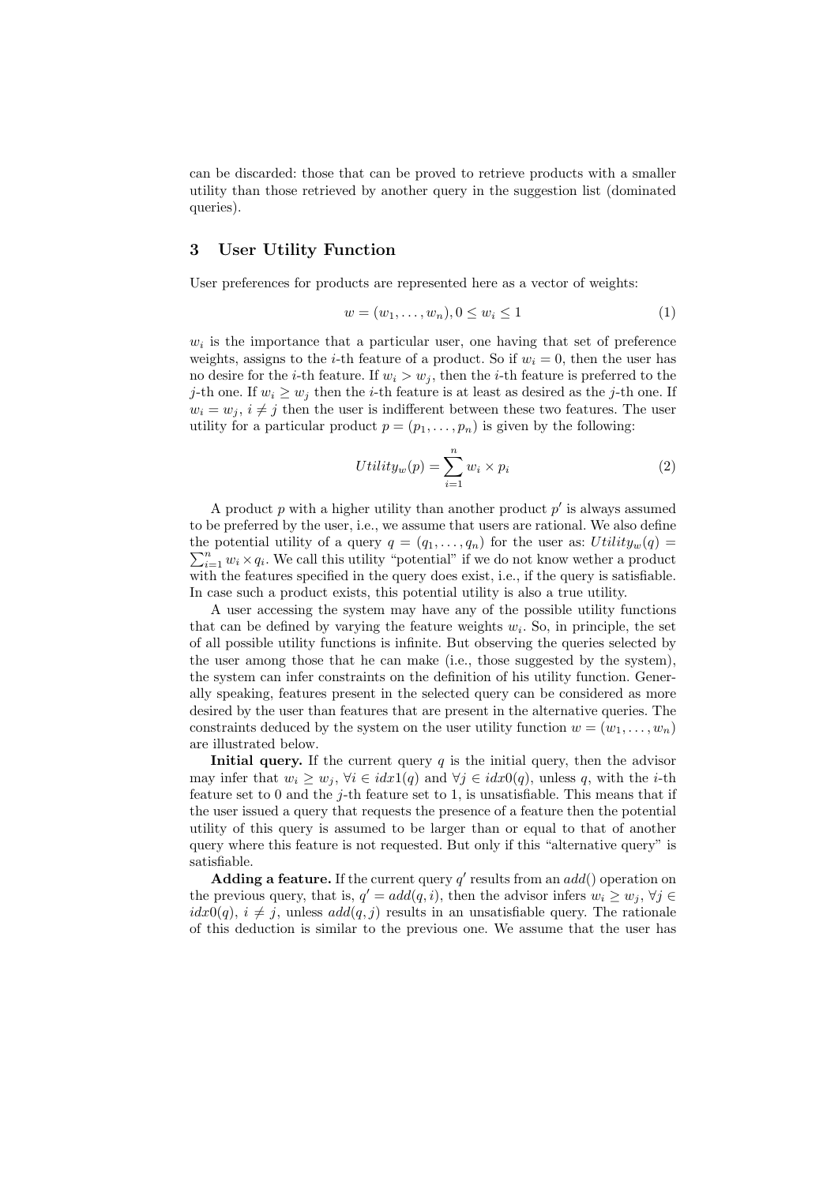can be discarded: those that can be proved to retrieve products with a smaller utility than those retrieved by another query in the suggestion list (dominated queries).

## 3 User Utility Function

User preferences for products are represented here as a vector of weights:

$$w = (w_1, \ldots, w_n), 0 \leq w_i \leq 1 \tag{1}$$

$w_i$ is the importance that a particular user, one having that set of preference weights, assigns to the $i$-th feature of a product. So if $w_i = 0$, then the user has no desire for the $i$-th feature. If $w_i > w_j$, then the $i$-th feature is preferred to the $j$-th one. If $w_i \geq w_j$ then the $i$-th feature is at least as desired as the $j$-th one. If $w_i = w_j$, $i \neq j$ then the user is indifferent between these two features. The user utility for a particular product $p = (p_1, \ldots, p_n)$ is given by the following:

$$Utility_w(p) = \sum_{i=1}^{n} w_i \times p_i \tag{2}$$

A product $p$ with a higher utility than another product $p'$ is always assumed to be preferred by the user, i.e., we assume that users are rational. We also define the potential utility of a query $q = (q_1, \ldots, q_n)$ for the user as: $Utility_w(q) = \sum_{i=1}^{n} w_i \times q_i$. We call this utility "potential" if we do not know wether a product with the features specified in the query does exist, i.e., if the query is satisfiable. In case such a product exists, this potential utility is also a true utility.

A user accessing the system may have any of the possible utility functions that can be defined by varying the feature weights $w_i$. So, in principle, the set of all possible utility functions is infinite. But observing the queries selected by the user among those that he can make (i.e., those suggested by the system), the system can infer constraints on the definition of his utility function. Generally speaking, features present in the selected query can be considered as more desired by the user than features that are present in the alternative queries. The constraints deduced by the system on the user utility function $w = (w_1, \ldots, w_n)$ are illustrated below.

**Initial query.** If the current query $q$ is the initial query, then the advisor may infer that $w_i \geq w_j$, $\forall i \in idx1(q)$ and $\forall j \in idx0(q)$, unless $q$, with the $i$-th feature set to 0 and the $j$-th feature set to 1, is unsatisfiable. This means that if the user issued a query that requests the presence of a feature then the potential utility of this query is assumed to be larger than or equal to that of another query where this feature is not requested. But only if this "alternative query" is satisfiable.

**Adding a feature.** If the current query $q'$ results from an $add()$ operation on the previous query, that is, $q' = add(q, i)$, then the advisor infers $w_i \geq w_j$, $\forall j \in idx0(q)$, $i \neq j$, unless $add(q, j)$ results in an unsatisfiable query. The rationale of this deduction is similar to the previous one. We assume that the user has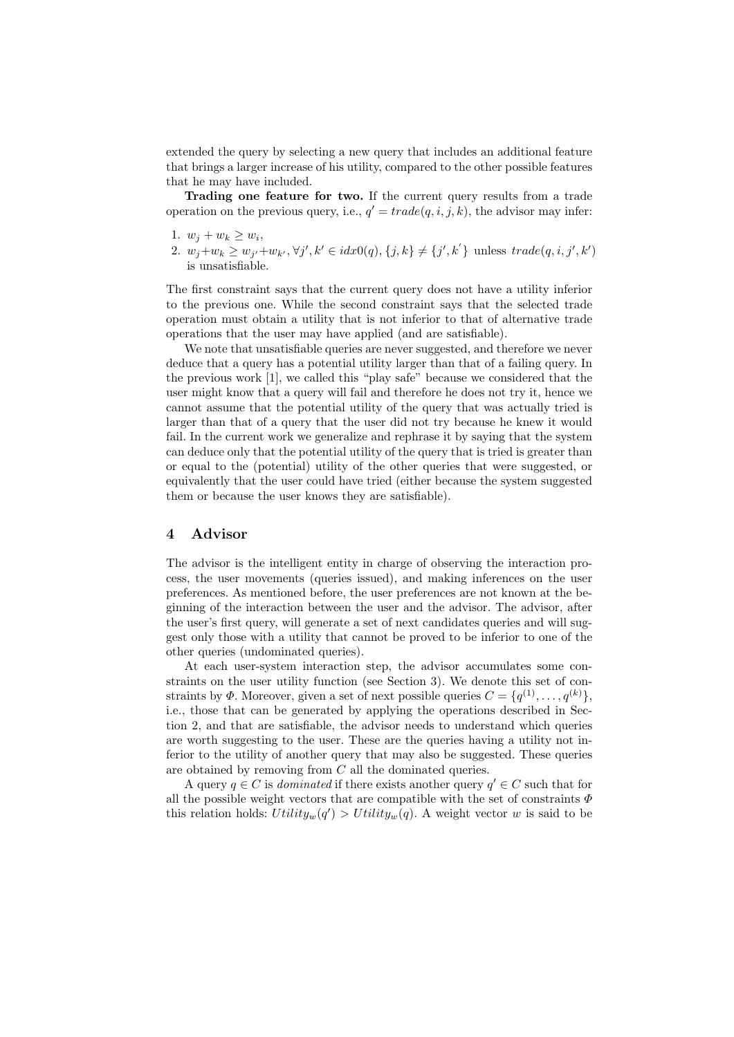extended the query by selecting a new query that includes an additional feature that brings a larger increase of his utility, compared to the other possible features that he may have included.

**Trading one feature for two.** If the current query results from a trade operation on the previous query, i.e., $q' = trade(q, i, j, k)$, the advisor may infer:

1. $w_j + w_k \geq w_i$,
2. $w_j + w_k \geq w_{j'} + w_{k'}, \forall j', k' \in idx0(q), \{j, k\} \neq \{j', k'\}$ unless $trade(q, i, j', k')$ is unsatisfiable.

The first constraint says that the current query does not have a utility inferior to the previous one. While the second constraint says that the selected trade operation must obtain a utility that is not inferior to that of alternative trade operations that the user may have applied (and are satisfiable).

We note that unsatisfiable queries are never suggested, and therefore we never deduce that a query has a potential utility larger than that of a failing query. In the previous work [1], we called this "play safe" because we considered that the user might know that a query will fail and therefore he does not try it, hence we cannot assume that the potential utility of the query that was actually tried is larger than that of a query that the user did not try because he knew it would fail. In the current work we generalize and rephrase it by saying that the system can deduce only that the potential utility of the query that is tried is greater than or equal to the (potential) utility of the other queries that were suggested, or equivalently that the user could have tried (either because the system suggested them or because the user knows they are satisfiable).

## 4 Advisor

The advisor is the intelligent entity in charge of observing the interaction process, the user movements (queries issued), and making inferences on the user preferences. As mentioned before, the user preferences are not known at the beginning of the interaction between the user and the advisor. The advisor, after the user's first query, will generate a set of next candidates queries and will suggest only those with a utility that cannot be proved to be inferior to one of the other queries (undominated queries).

At each user-system interaction step, the advisor accumulates some constraints on the user utility function (see Section 3). We denote this set of constraints by $\Phi$. Moreover, given a set of next possible queries $C = \{q^{(1)}, \ldots, q^{(k)}\}$, i.e., those that can be generated by applying the operations described in Section 2, and that are satisfiable, the advisor needs to understand which queries are worth suggesting to the user. These are the queries having a utility not inferior to the utility of another query that may also be suggested. These queries are obtained by removing from $C$ all the dominated queries.

A query $q \in C$ is *dominated* if there exists another query $q' \in C$ such that for all the possible weight vectors that are compatible with the set of constraints $\Phi$ this relation holds: $Utility_w(q') > Utility_w(q)$. A weight vector $w$ is said to be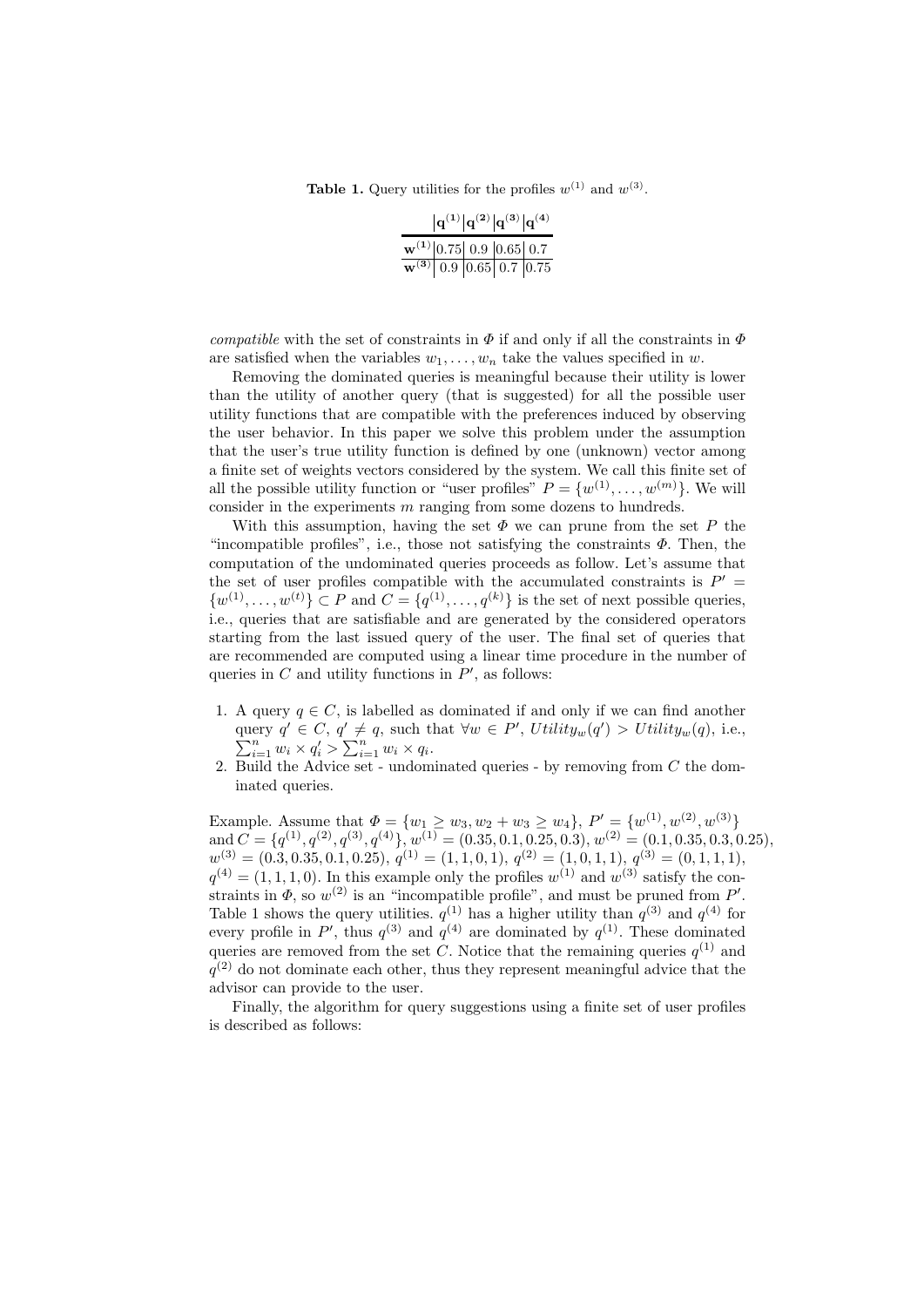**Table 1.** Query utilities for the profiles $w^{(1)}$ and $w^{(3)}$.

| | $\mathbf{q^{(1)}}$ | $\mathbf{q^{(2)}}$ | $\mathbf{q^{(3)}}$ | $\mathbf{q^{(4)}}$ |
|---|---|---|---|---|
| $\mathbf{w^{(1)}}$ | 0.75 | 0.9 | 0.65 | 0.7 |
| $\mathbf{w^{(3)}}$ | 0.9 | 0.65 | 0.7 | 0.75 |

*compatible* with the set of constraints in $\Phi$ if and only if all the constraints in $\Phi$ are satisfied when the variables $w_1, \ldots, w_n$ take the values specified in $w$.

Removing the dominated queries is meaningful because their utility is lower than the utility of another query (that is suggested) for all the possible user utility functions that are compatible with the preferences induced by observing the user behavior. In this paper we solve this problem under the assumption that the user's true utility function is defined by one (unknown) vector among a finite set of weights vectors considered by the system. We call this finite set of all the possible utility function or "user profiles" $P = \{w^{(1)}, \ldots, w^{(m)}\}$. We will consider in the experiments $m$ ranging from some dozens to hundreds.

With this assumption, having the set $\Phi$ we can prune from the set $P$ the "incompatible profiles", i.e., those not satisfying the constraints $\Phi$. Then, the computation of the undominated queries proceeds as follow. Let's assume that the set of user profiles compatible with the accumulated constraints is $P' = \{w^{(1)}, \ldots, w^{(t)}\} \subset P$ and $C = \{q^{(1)}, \ldots, q^{(k)}\}$ is the set of next possible queries, i.e., queries that are satisfiable and are generated by the considered operators starting from the last issued query of the user. The final set of queries that are recommended are computed using a linear time procedure in the number of queries in $C$ and utility functions in $P'$, as follows:

1. A query $q \in C$, is labelled as dominated if and only if we can find another query $q' \in C$, $q' \neq q$, such that $\forall w \in P'$, $Utility_w(q') > Utility_w(q)$, i.e., $\sum_{i=1}^{n} w_i \times q'_i > \sum_{i=1}^{n} w_i \times q_i$.
2. Build the Advice set - undominated queries - by removing from $C$ the dominated queries.

Example. Assume that $\Phi = \{w_1 \geq w_3, w_2 + w_3 \geq w_4\}$, $P' = \{w^{(1)}, w^{(2)}, w^{(3)}\}$ and $C = \{q^{(1)}, q^{(2)}, q^{(3)}, q^{(4)}\}$, $w^{(1)} = (0.35, 0.1, 0.25, 0.3)$, $w^{(2)} = (0.1, 0.35, 0.3, 0.25)$, $w^{(3)} = (0.3, 0.35, 0.1, 0.25)$, $q^{(1)} = (1, 1, 0, 1)$, $q^{(2)} = (1, 0, 1, 1)$, $q^{(3)} = (0, 1, 1, 1)$, $q^{(4)} = (1, 1, 1, 0)$. In this example only the profiles $w^{(1)}$ and $w^{(3)}$ satisfy the constraints in $\Phi$, so $w^{(2)}$ is an "incompatible profile", and must be pruned from $P'$. Table 1 shows the query utilities. $q^{(1)}$ has a higher utility than $q^{(3)}$ and $q^{(4)}$ for every profile in $P'$, thus $q^{(3)}$ and $q^{(4)}$ are dominated by $q^{(1)}$. These dominated queries are removed from the set $C$. Notice that the remaining queries $q^{(1)}$ and $q^{(2)}$ do not dominate each other, thus they represent meaningful advice that the advisor can provide to the user.

Finally, the algorithm for query suggestions using a finite set of user profiles is described as follows: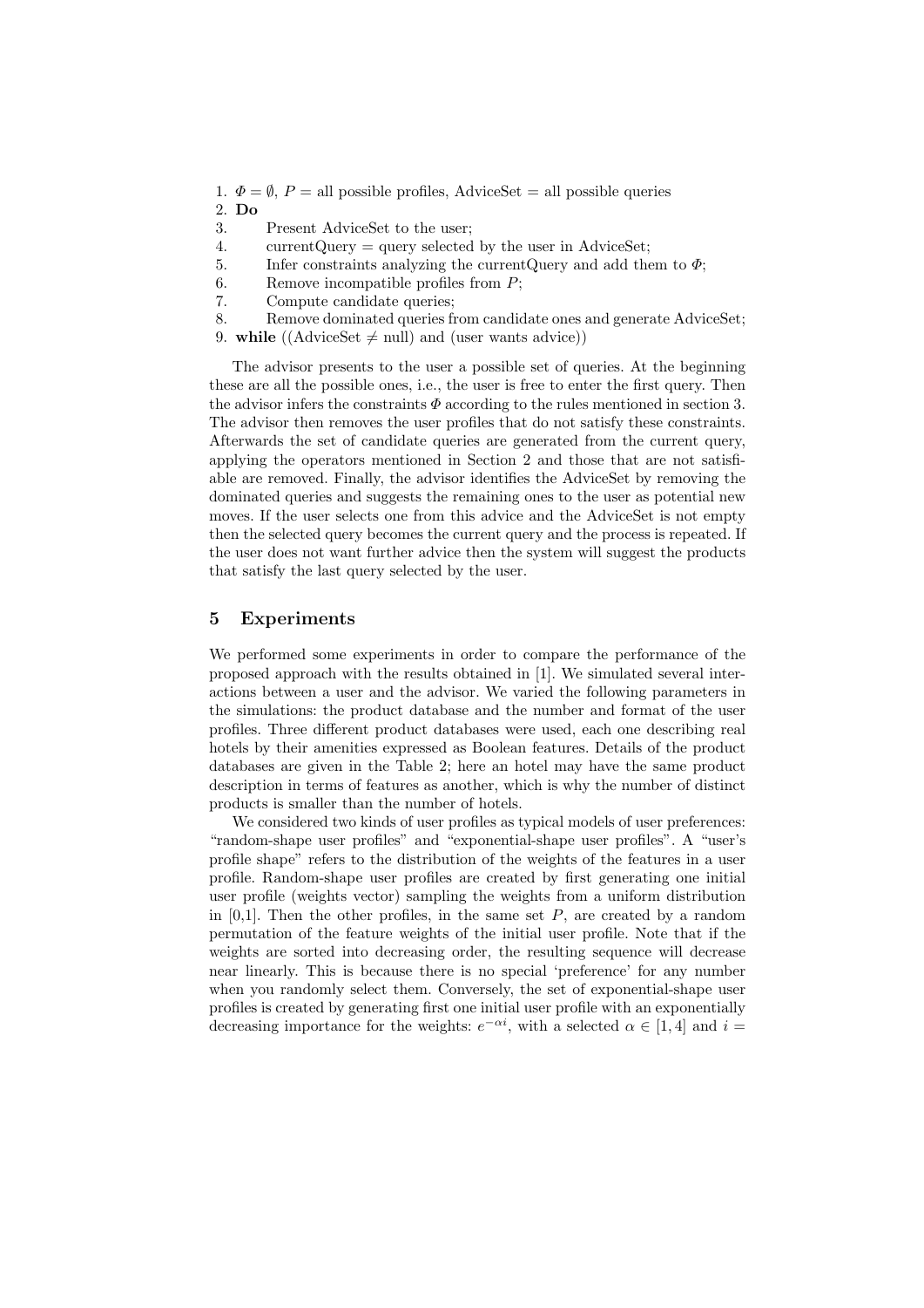1. $\Phi = \emptyset$, $P$ = all possible profiles, AdviceSet = all possible queries
2. **Do**
3. Present AdviceSet to the user;
4. currentQuery = query selected by the user in AdviceSet;
5. Infer constraints analyzing the currentQuery and add them to $\Phi$;
6. Remove incompatible profiles from $P$;
7. Compute candidate queries;
8. Remove dominated queries from candidate ones and generate AdviceSet;
9. **while** ((AdviceSet $\neq$ null) and (user wants advice))

The advisor presents to the user a possible set of queries. At the beginning these are all the possible ones, i.e., the user is free to enter the first query. Then the advisor infers the constraints $\Phi$ according to the rules mentioned in section 3. The advisor then removes the user profiles that do not satisfy these constraints. Afterwards the set of candidate queries are generated from the current query, applying the operators mentioned in Section 2 and those that are not satisfiable are removed. Finally, the advisor identifies the AdviceSet by removing the dominated queries and suggests the remaining ones to the user as potential new moves. If the user selects one from this advice and the AdviceSet is not empty then the selected query becomes the current query and the process is repeated. If the user does not want further advice then the system will suggest the products that satisfy the last query selected by the user.

## 5 Experiments

We performed some experiments in order to compare the performance of the proposed approach with the results obtained in [1]. We simulated several interactions between a user and the advisor. We varied the following parameters in the simulations: the product database and the number and format of the user profiles. Three different product databases were used, each one describing real hotels by their amenities expressed as Boolean features. Details of the product databases are given in the Table 2; here an hotel may have the same product description in terms of features as another, which is why the number of distinct products is smaller than the number of hotels.

We considered two kinds of user profiles as typical models of user preferences: "random-shape user profiles" and "exponential-shape user profiles". A "user's profile shape" refers to the distribution of the weights of the features in a user profile. Random-shape user profiles are created by first generating one initial user profile (weights vector) sampling the weights from a uniform distribution in [0,1]. Then the other profiles, in the same set $P$, are created by a random permutation of the feature weights of the initial user profile. Note that if the weights are sorted into decreasing order, the resulting sequence will decrease near linearly. This is because there is no special 'preference' for any number when you randomly select them. Conversely, the set of exponential-shape user profiles is created by generating first one initial user profile with an exponentially decreasing importance for the weights: $e^{-\alpha i}$, with a selected $\alpha \in [1, 4]$ and $i =$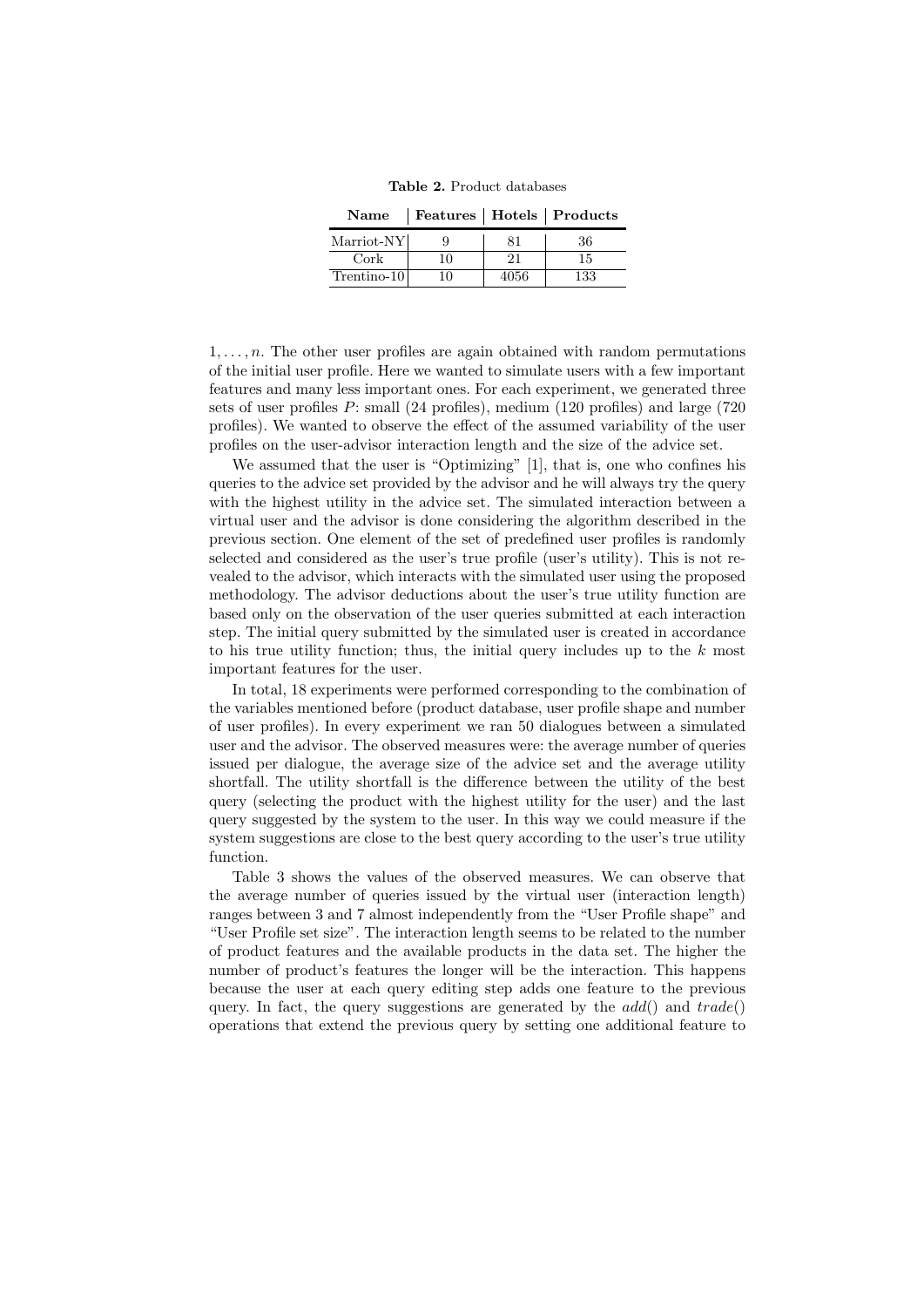**Table 2.** Product databases

| Name | Features | Hotels | Products |
|---|---|---|---|
| Marriot-NY | 9 | 81 | 36 |
| Cork | 10 | 21 | 15 |
| Trentino-10 | 10 | 4056 | 133 |

$1, \ldots, n$. The other user profiles are again obtained with random permutations of the initial user profile. Here we wanted to simulate users with a few important features and many less important ones. For each experiment, we generated three sets of user profiles $P$: small (24 profiles), medium (120 profiles) and large (720 profiles). We wanted to observe the effect of the assumed variability of the user profiles on the user-advisor interaction length and the size of the advice set.

We assumed that the user is "Optimizing" [1], that is, one who confines his queries to the advice set provided by the advisor and he will always try the query with the highest utility in the advice set. The simulated interaction between a virtual user and the advisor is done considering the algorithm described in the previous section. One element of the set of predefined user profiles is randomly selected and considered as the user's true profile (user's utility). This is not revealed to the advisor, which interacts with the simulated user using the proposed methodology. The advisor deductions about the user's true utility function are based only on the observation of the user queries submitted at each interaction step. The initial query submitted by the simulated user is created in accordance to his true utility function; thus, the initial query includes up to the $k$ most important features for the user.

In total, 18 experiments were performed corresponding to the combination of the variables mentioned before (product database, user profile shape and number of user profiles). In every experiment we ran 50 dialogues between a simulated user and the advisor. The observed measures were: the average number of queries issued per dialogue, the average size of the advice set and the average utility shortfall. The utility shortfall is the difference between the utility of the best query (selecting the product with the highest utility for the user) and the last query suggested by the system to the user. In this way we could measure if the system suggestions are close to the best query according to the user's true utility function.

Table 3 shows the values of the observed measures. We can observe that the average number of queries issued by the virtual user (interaction length) ranges between 3 and 7 almost independently from the "User Profile shape" and "User Profile set size". The interaction length seems to be related to the number of product features and the available products in the data set. The higher the number of product's features the longer will be the interaction. This happens because the user at each query editing step adds one feature to the previous query. In fact, the query suggestions are generated by the *add*() and *trade*() operations that extend the previous query by setting one additional feature to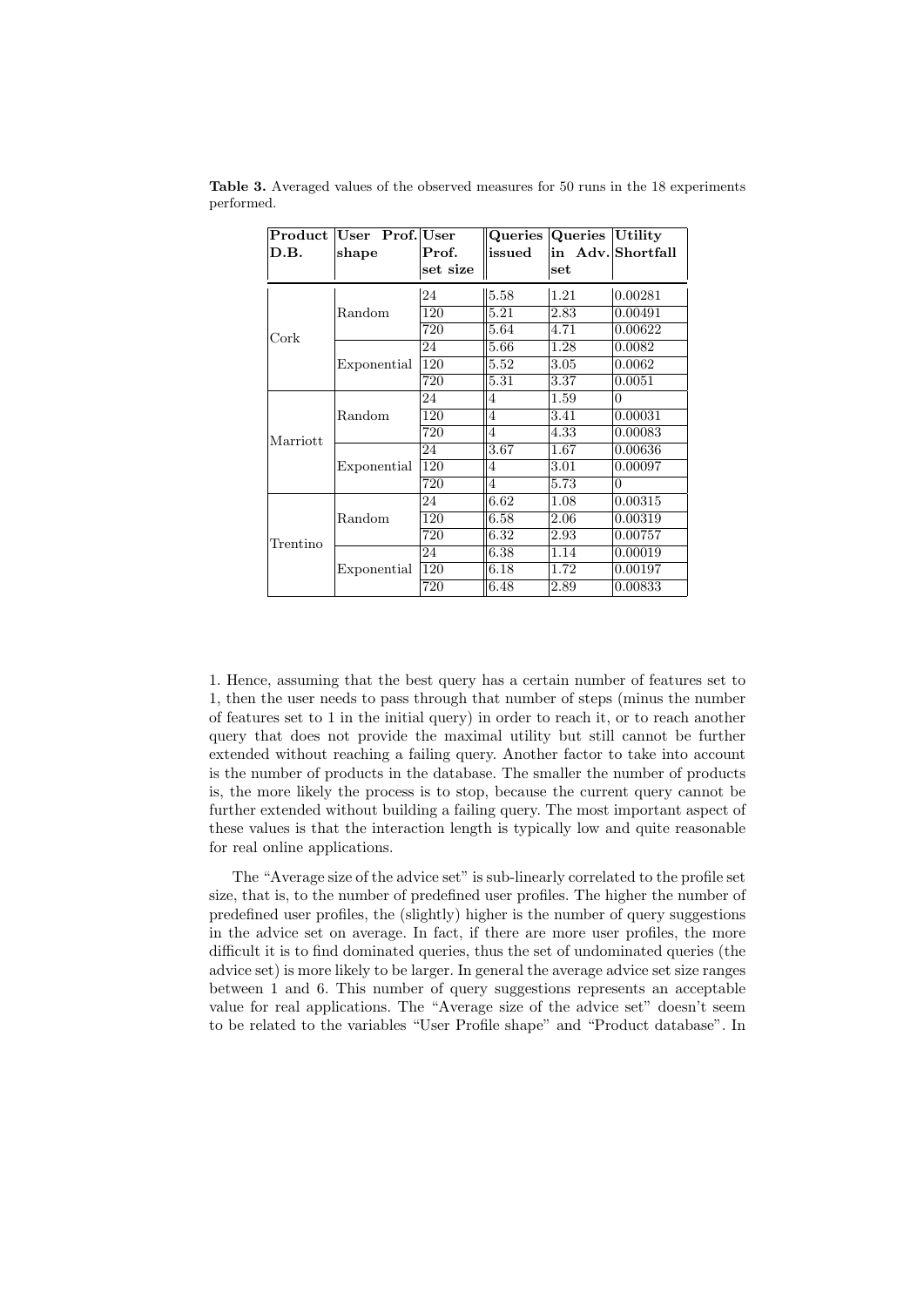**Table 3.** Averaged values of the observed measures for 50 runs in the 18 experiments performed.

| Product D.B. | User Prof. shape | User Prof. set size | Queries issued | Queries in Adv. set | Utility Shortfall |
|---|---|---|---|---|---|
| Cork | Random | 24 | 5.58 | 1.21 | 0.00281 |
| | | 120 | 5.21 | 2.83 | 0.00491 |
| | | 720 | 5.64 | 4.71 | 0.00622 |
| | Exponential | 24 | 5.66 | 1.28 | 0.0082 |
| | | 120 | 5.52 | 3.05 | 0.0062 |
| | | 720 | 5.31 | 3.37 | 0.0051 |
| Marriott | Random | 24 | 4 | 1.59 | 0 |
| | | 120 | 4 | 3.41 | 0.00031 |
| | | 720 | 4 | 4.33 | 0.00083 |
| | Exponential | 24 | 3.67 | 1.67 | 0.00636 |
| | | 120 | 4 | 3.01 | 0.00097 |
| | | 720 | 4 | 5.73 | 0 |
| Trentino | Random | 24 | 6.62 | 1.08 | 0.00315 |
| | | 120 | 6.58 | 2.06 | 0.00319 |
| | | 720 | 6.32 | 2.93 | 0.00757 |
| | Exponential | 24 | 6.38 | 1.14 | 0.00019 |
| | | 120 | 6.18 | 1.72 | 0.00197 |
| | | 720 | 6.48 | 2.89 | 0.00833 |

1. Hence, assuming that the best query has a certain number of features set to 1, then the user needs to pass through that number of steps (minus the number of features set to 1 in the initial query) in order to reach it, or to reach another query that does not provide the maximal utility but still cannot be further extended without reaching a failing query. Another factor to take into account is the number of products in the database. The smaller the number of products is, the more likely the process is to stop, because the current query cannot be further extended without building a failing query. The most important aspect of these values is that the interaction length is typically low and quite reasonable for real online applications.

The "Average size of the advice set" is sub-linearly correlated to the profile set size, that is, to the number of predefined user profiles. The higher the number of predefined user profiles, the (slightly) higher is the number of query suggestions in the advice set on average. In fact, if there are more user profiles, the more difficult it is to find dominated queries, thus the set of undominated queries (the advice set) is more likely to be larger. In general the average advice set size ranges between 1 and 6. This number of query suggestions represents an acceptable value for real applications. The "Average size of the advice set" doesn't seem to be related to the variables "User Profile shape" and "Product database". In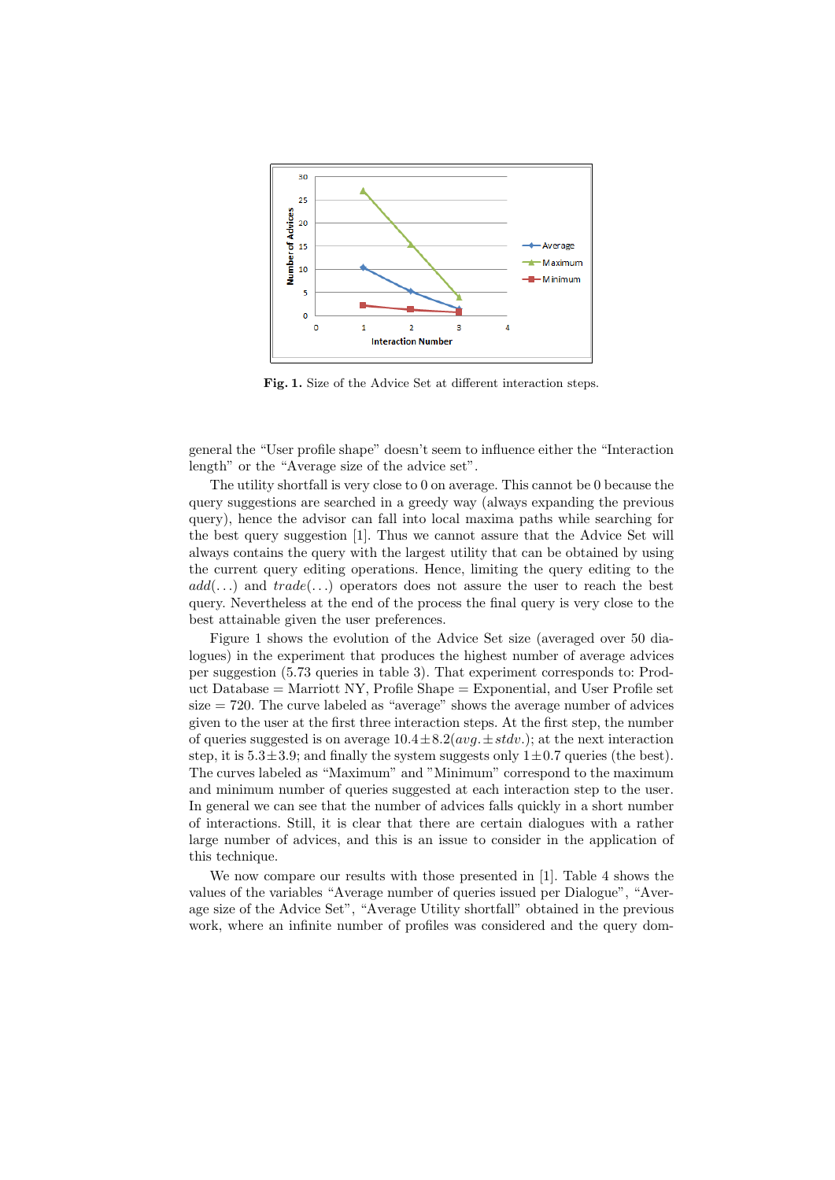**Fig. 1.** Size of the Advice Set at different interaction steps.

general the "User profile shape" doesn't seem to influence either the "Interaction length" or the "Average size of the advice set".

The utility shortfall is very close to 0 on average. This cannot be 0 because the query suggestions are searched in a greedy way (always expanding the previous query), hence the advisor can fall into local maxima paths while searching for the best query suggestion [1]. Thus we cannot assure that the Advice Set will always contains the query with the largest utility that can be obtained by using the current query editing operations. Hence, limiting the query editing to the $add(\ldots)$ and $trade(\ldots)$ operators does not assure the user to reach the best query. Nevertheless at the end of the process the final query is very close to the best attainable given the user preferences.

Figure 1 shows the evolution of the Advice Set size (averaged over 50 dialogues) in the experiment that produces the highest number of average advices per suggestion (5.73 queries in table 3). That experiment corresponds to: Product Database = Marriott NY, Profile Shape = Exponential, and User Profile set size = 720. The curve labeled as "average" shows the average number of advices given to the user at the first three interaction steps. At the first step, the number of queries suggested is on average $10.4 \pm 8.2 (avg. \pm stdv.)$; at the next interaction step, it is $5.3 \pm 3.9$; and finally the system suggests only $1 \pm 0.7$ queries (the best). The curves labeled as "Maximum" and "Minimum" correspond to the maximum and minimum number of queries suggested at each interaction step to the user. In general we can see that the number of advices falls quickly in a short number of interactions. Still, it is clear that there are certain dialogues with a rather large number of advices, and this is an issue to consider in the application of this technique.

We now compare our results with those presented in [1]. Table 4 shows the values of the variables "Average number of queries issued per Dialogue", "Average size of the Advice Set", "Average Utility shortfall" obtained in the previous work, where an infinite number of profiles was considered and the query dom-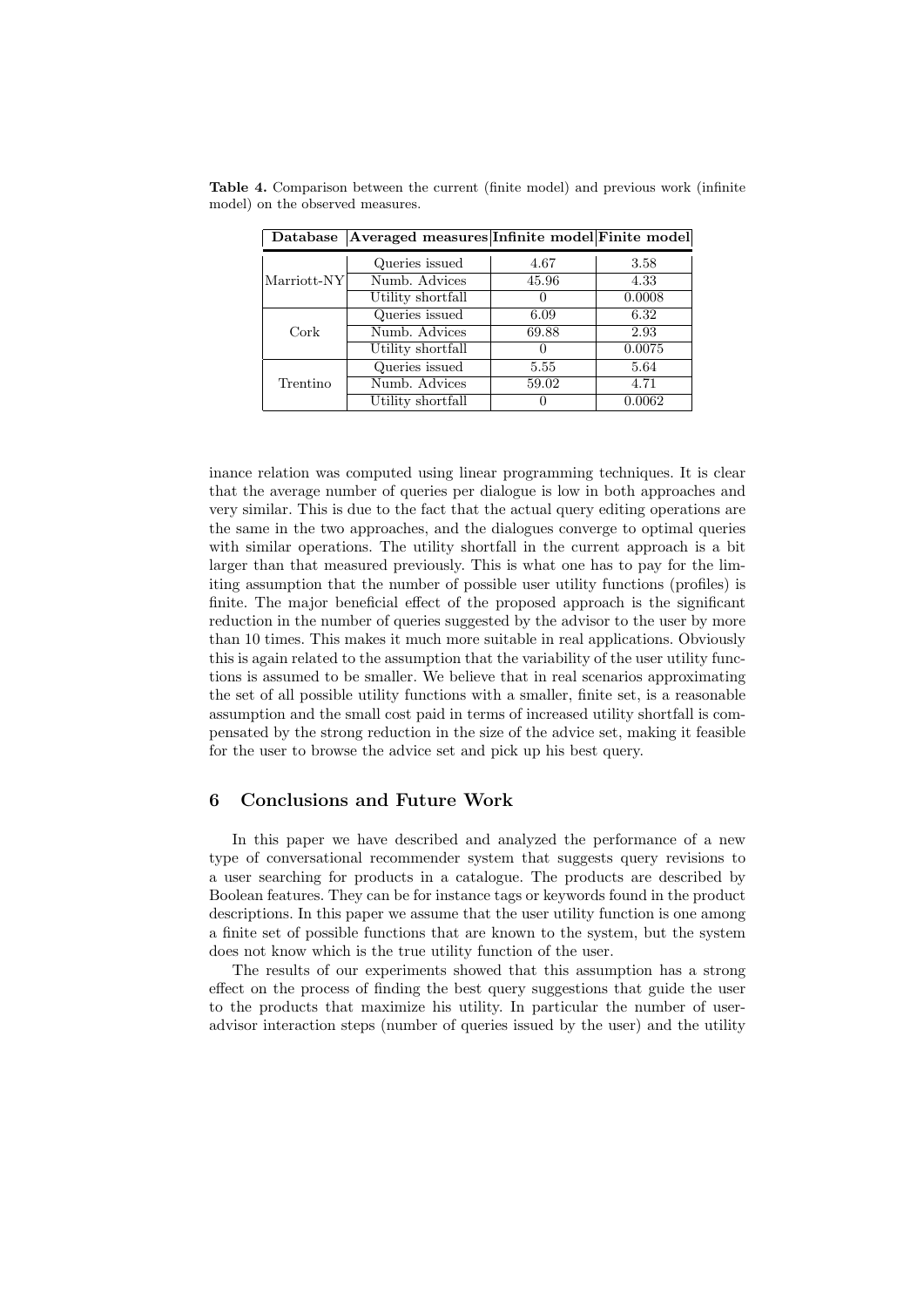**Table 4.** Comparison between the current (finite model) and previous work (infinite model) on the observed measures.

| Database | Averaged measures | Infinite model | Finite model |
|---|---|---|---|
| Marriott-NY | Queries issued | 4.67 | 3.58 |
| | Numb. Advices | 45.96 | 4.33 |
| | Utility shortfall | 0 | 0.0008 |
| Cork | Queries issued | 6.09 | 6.32 |
| | Numb. Advices | 69.88 | 2.93 |
| | Utility shortfall | 0 | 0.0075 |
| Trentino | Queries issued | 5.55 | 5.64 |
| | Numb. Advices | 59.02 | 4.71 |
| | Utility shortfall | 0 | 0.0062 |

inance relation was computed using linear programming techniques. It is clear that the average number of queries per dialogue is low in both approaches and very similar. This is due to the fact that the actual query editing operations are the same in the two approaches, and the dialogues converge to optimal queries with similar operations. The utility shortfall in the current approach is a bit larger than that measured previously. This is what one has to pay for the limiting assumption that the number of possible user utility functions (profiles) is finite. The major beneficial effect of the proposed approach is the significant reduction in the number of queries suggested by the advisor to the user by more than 10 times. This makes it much more suitable in real applications. Obviously this is again related to the assumption that the variability of the user utility functions is assumed to be smaller. We believe that in real scenarios approximating the set of all possible utility functions with a smaller, finite set, is a reasonable assumption and the small cost paid in terms of increased utility shortfall is compensated by the strong reduction in the size of the advice set, making it feasible for the user to browse the advice set and pick up his best query.

## 6 Conclusions and Future Work

In this paper we have described and analyzed the performance of a new type of conversational recommender system that suggests query revisions to a user searching for products in a catalogue. The products are described by Boolean features. They can be for instance tags or keywords found in the product descriptions. In this paper we assume that the user utility function is one among a finite set of possible functions that are known to the system, but the system does not know which is the true utility function of the user.

The results of our experiments showed that this assumption has a strong effect on the process of finding the best query suggestions that guide the user to the products that maximize his utility. In particular the number of user-advisor interaction steps (number of queries issued by the user) and the utility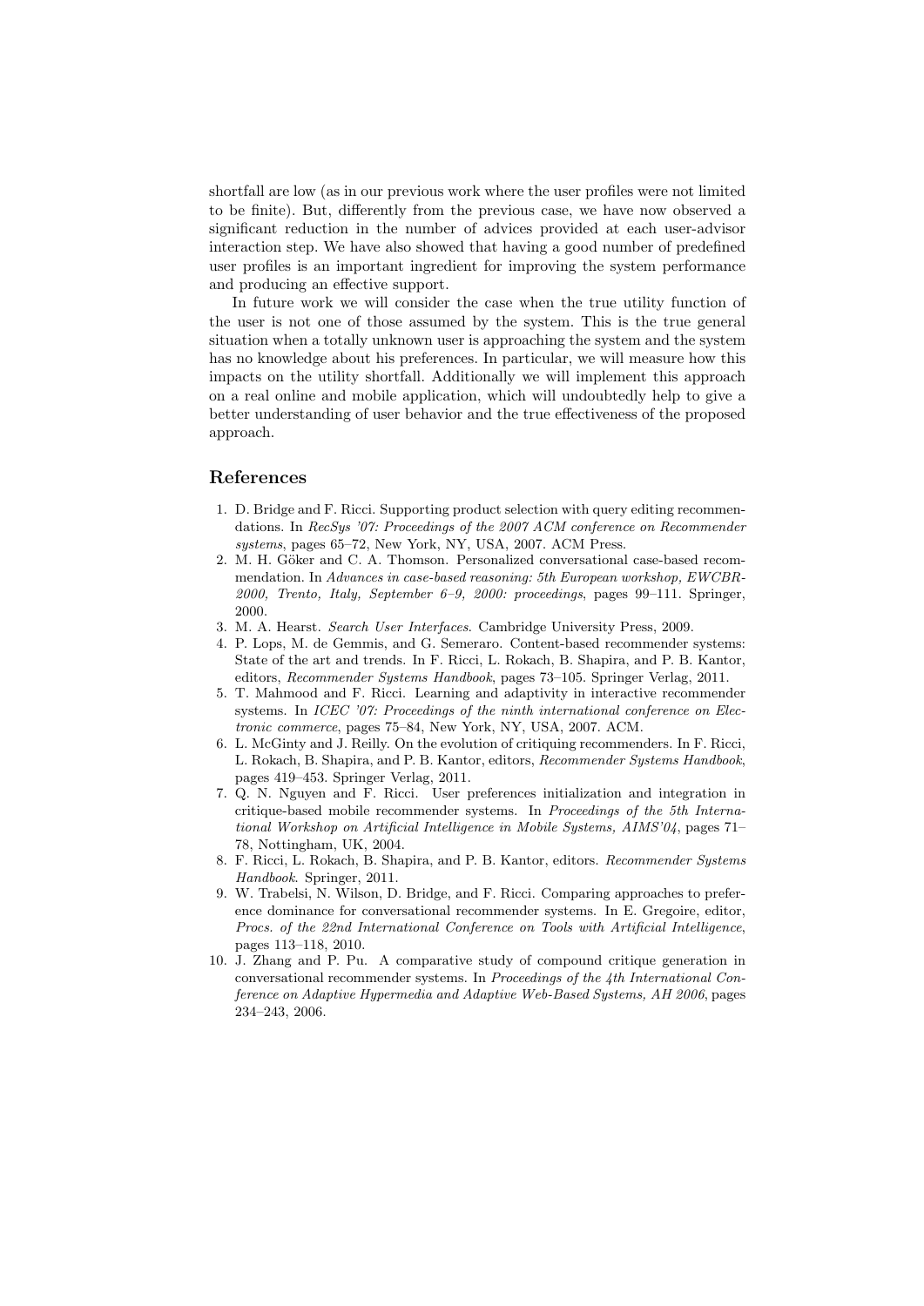shortfall are low (as in our previous work where the user profiles were not limited to be finite). But, differently from the previous case, we have now observed a significant reduction in the number of advices provided at each user-advisor interaction step. We have also showed that having a good number of predefined user profiles is an important ingredient for improving the system performance and producing an effective support.

In future work we will consider the case when the true utility function of the user is not one of those assumed by the system. This is the true general situation when a totally unknown user is approaching the system and the system has no knowledge about his preferences. In particular, we will measure how this impacts on the utility shortfall. Additionally we will implement this approach on a real online and mobile application, which will undoubtedly help to give a better understanding of user behavior and the true effectiveness of the proposed approach.

## References

1. D. Bridge and F. Ricci. Supporting product selection with query editing recommendations. In *RecSys '07: Proceedings of the 2007 ACM conference on Recommender systems*, pages 65–72, New York, NY, USA, 2007. ACM Press.
2. M. H. Göker and C. A. Thomson. Personalized conversational case-based recommendation. In *Advances in case-based reasoning: 5th European workshop, EWCBR-2000, Trento, Italy, September 6–9, 2000: proceedings*, pages 99–111. Springer, 2000.
3. M. A. Hearst. *Search User Interfaces*. Cambridge University Press, 2009.
4. P. Lops, M. de Gemmis, and G. Semeraro. Content-based recommender systems: State of the art and trends. In F. Ricci, L. Rokach, B. Shapira, and P. B. Kantor, editors, *Recommender Systems Handbook*, pages 73–105. Springer Verlag, 2011.
5. T. Mahmood and F. Ricci. Learning and adaptivity in interactive recommender systems. In *ICEC '07: Proceedings of the ninth international conference on Electronic commerce*, pages 75–84, New York, NY, USA, 2007. ACM.
6. L. McGinty and J. Reilly. On the evolution of critiquing recommenders. In F. Ricci, L. Rokach, B. Shapira, and P. B. Kantor, editors, *Recommender Systems Handbook*, pages 419–453. Springer Verlag, 2011.
7. Q. N. Nguyen and F. Ricci. User preferences initialization and integration in critique-based mobile recommender systems. In *Proceedings of the 5th International Workshop on Artificial Intelligence in Mobile Systems, AIMS'04*, pages 71–78, Nottingham, UK, 2004.
8. F. Ricci, L. Rokach, B. Shapira, and P. B. Kantor, editors. *Recommender Systems Handbook*. Springer, 2011.
9. W. Trabelsi, N. Wilson, D. Bridge, and F. Ricci. Comparing approaches to preference dominance for conversational recommender systems. In E. Gregoire, editor, *Procs. of the 22nd International Conference on Tools with Artificial Intelligence*, pages 113–118, 2010.
10. J. Zhang and P. Pu. A comparative study of compound critique generation in conversational recommender systems. In *Proceedings of the 4th International Conference on Adaptive Hypermedia and Adaptive Web-Based Systems, AH 2006*, pages 234–243, 2006.